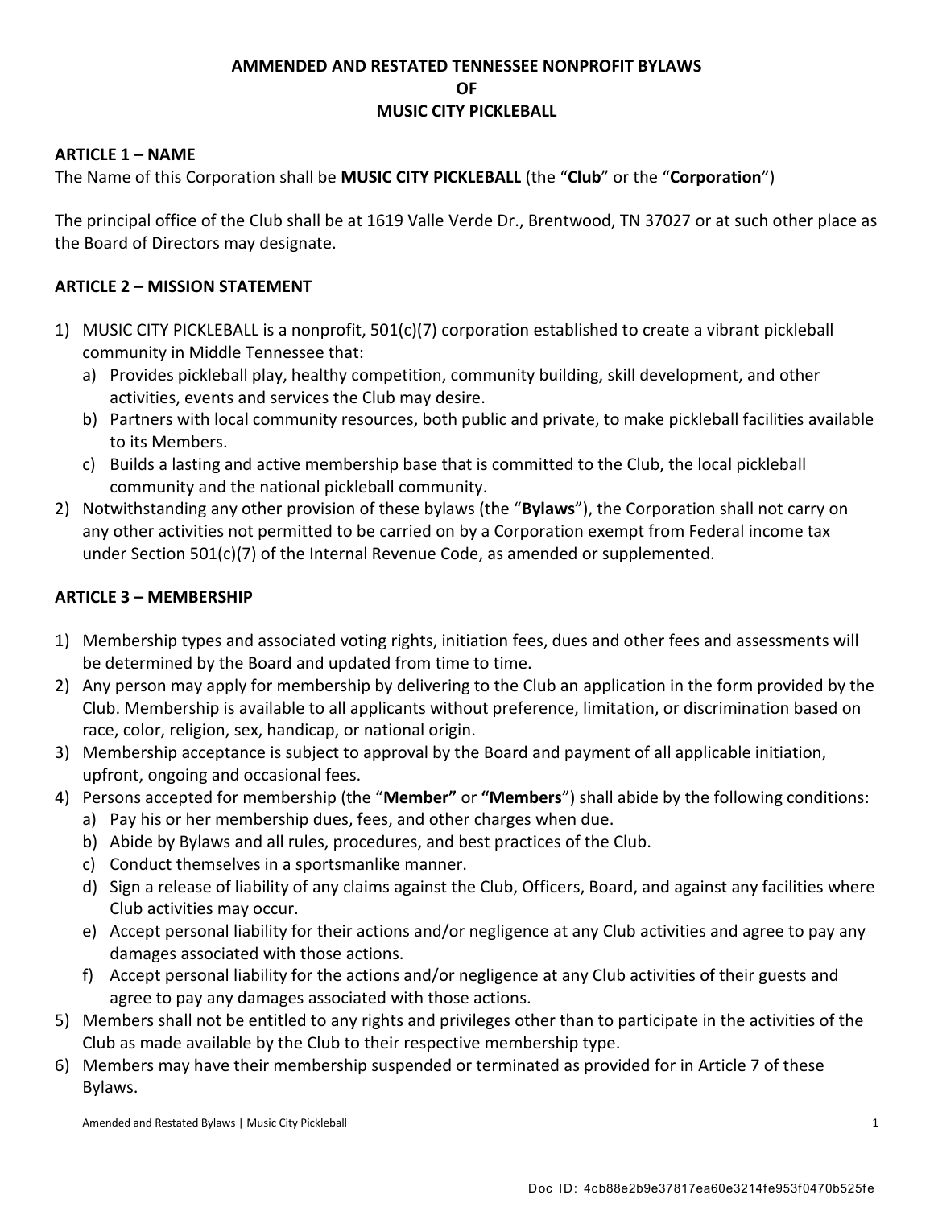# AMMENDED AND RESTATED TENNESSEE NONPROFIT BYLAWS
# OF
# MUSIC CITY PICKLEBALL

## ARTICLE 1 – NAME

The Name of this Corporation shall be **MUSIC CITY PICKLEBALL** (the "**Club**" or the "**Corporation**")

The principal office of the Club shall be at 1619 Valle Verde Dr., Brentwood, TN 37027 or at such other place as the Board of Directors may designate.

## ARTICLE 2 – MISSION STATEMENT

1) MUSIC CITY PICKLEBALL is a nonprofit, 501(c)(7) corporation established to create a vibrant pickleball community in Middle Tennessee that:
   a) Provides pickleball play, healthy competition, community building, skill development, and other activities, events and services the Club may desire.
   b) Partners with local community resources, both public and private, to make pickleball facilities available to its Members.
   c) Builds a lasting and active membership base that is committed to the Club, the local pickleball community and the national pickleball community.
2) Notwithstanding any other provision of these bylaws (the "**Bylaws**"), the Corporation shall not carry on any other activities not permitted to be carried on by a Corporation exempt from Federal income tax under Section 501(c)(7) of the Internal Revenue Code, as amended or supplemented.

## ARTICLE 3 – MEMBERSHIP

1) Membership types and associated voting rights, initiation fees, dues and other fees and assessments will be determined by the Board and updated from time to time.
2) Any person may apply for membership by delivering to the Club an application in the form provided by the Club. Membership is available to all applicants without preference, limitation, or discrimination based on race, color, religion, sex, handicap, or national origin.
3) Membership acceptance is subject to approval by the Board and payment of all applicable initiation, upfront, ongoing and occasional fees.
4) Persons accepted for membership (the "**Member**" or **"Members**") shall abide by the following conditions:
   a) Pay his or her membership dues, fees, and other charges when due.
   b) Abide by Bylaws and all rules, procedures, and best practices of the Club.
   c) Conduct themselves in a sportsmanlike manner.
   d) Sign a release of liability of any claims against the Club, Officers, Board, and against any facilities where Club activities may occur.
   e) Accept personal liability for their actions and/or negligence at any Club activities and agree to pay any damages associated with those actions.
   f) Accept personal liability for the actions and/or negligence at any Club activities of their guests and agree to pay any damages associated with those actions.
5) Members shall not be entitled to any rights and privileges other than to participate in the activities of the Club as made available by the Club to their respective membership type.
6) Members may have their membership suspended or terminated as provided for in Article 7 of these Bylaws.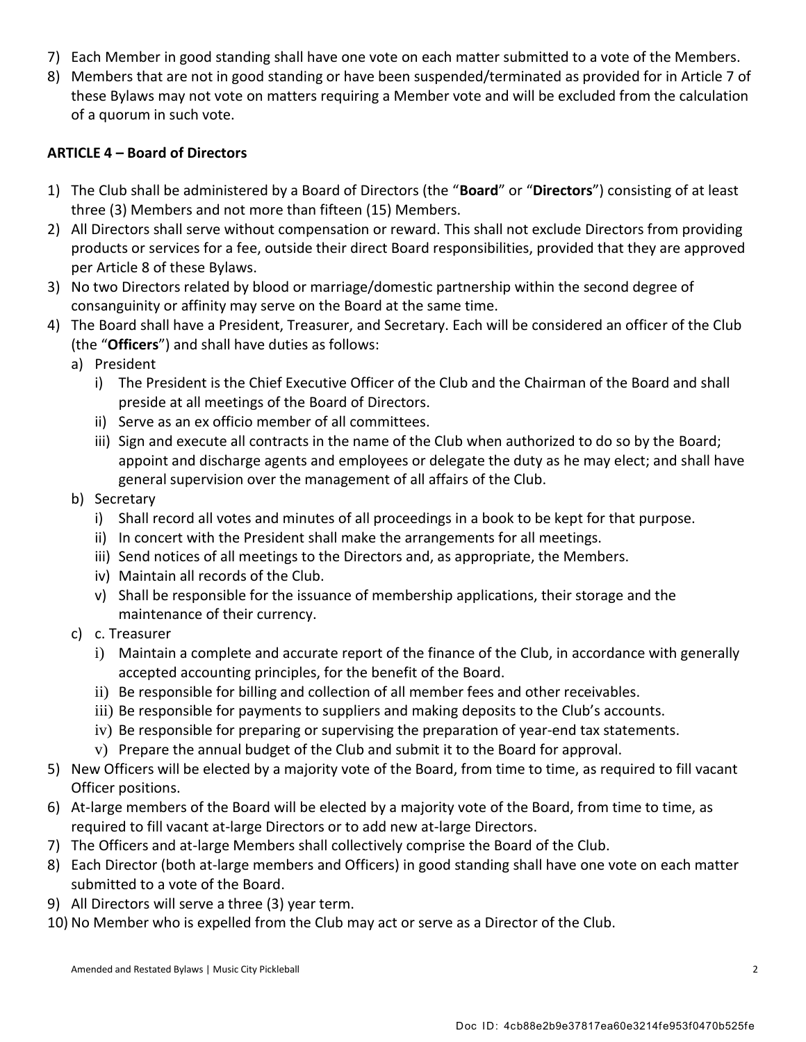7) Each Member in good standing shall have one vote on each matter submitted to a vote of the Members.
8) Members that are not in good standing or have been suspended/terminated as provided for in Article 7 of these Bylaws may not vote on matters requiring a Member vote and will be excluded from the calculation of a quorum in such vote.

**ARTICLE 4 – Board of Directors**

1) The Club shall be administered by a Board of Directors (the "**Board**" or "**Directors**") consisting of at least three (3) Members and not more than fifteen (15) Members.
2) All Directors shall serve without compensation or reward. This shall not exclude Directors from providing products or services for a fee, outside their direct Board responsibilities, provided that they are approved per Article 8 of these Bylaws.
3) No two Directors related by blood or marriage/domestic partnership within the second degree of consanguinity or affinity may serve on the Board at the same time.
4) The Board shall have a President, Treasurer, and Secretary. Each will be considered an officer of the Club (the "**Officers**") and shall have duties as follows:
   a) President
      i) The President is the Chief Executive Officer of the Club and the Chairman of the Board and shall preside at all meetings of the Board of Directors.
      ii) Serve as an ex officio member of all committees.
      iii) Sign and execute all contracts in the name of the Club when authorized to do so by the Board; appoint and discharge agents and employees or delegate the duty as he may elect; and shall have general supervision over the management of all affairs of the Club.
   b) Secretary
      i) Shall record all votes and minutes of all proceedings in a book to be kept for that purpose.
      ii) In concert with the President shall make the arrangements for all meetings.
      iii) Send notices of all meetings to the Directors and, as appropriate, the Members.
      iv) Maintain all records of the Club.
      v) Shall be responsible for the issuance of membership applications, their storage and the maintenance of their currency.
   c) c. Treasurer
      i) Maintain a complete and accurate report of the finance of the Club, in accordance with generally accepted accounting principles, for the benefit of the Board.
      ii) Be responsible for billing and collection of all member fees and other receivables.
      iii) Be responsible for payments to suppliers and making deposits to the Club's accounts.
      iv) Be responsible for preparing or supervising the preparation of year-end tax statements.
      v) Prepare the annual budget of the Club and submit it to the Board for approval.
5) New Officers will be elected by a majority vote of the Board, from time to time, as required to fill vacant Officer positions.
6) At-large members of the Board will be elected by a majority vote of the Board, from time to time, as required to fill vacant at-large Directors or to add new at-large Directors.
7) The Officers and at-large Members shall collectively comprise the Board of the Club.
8) Each Director (both at-large members and Officers) in good standing shall have one vote on each matter submitted to a vote of the Board.
9) All Directors will serve a three (3) year term.
10) No Member who is expelled from the Club may act or serve as a Director of the Club.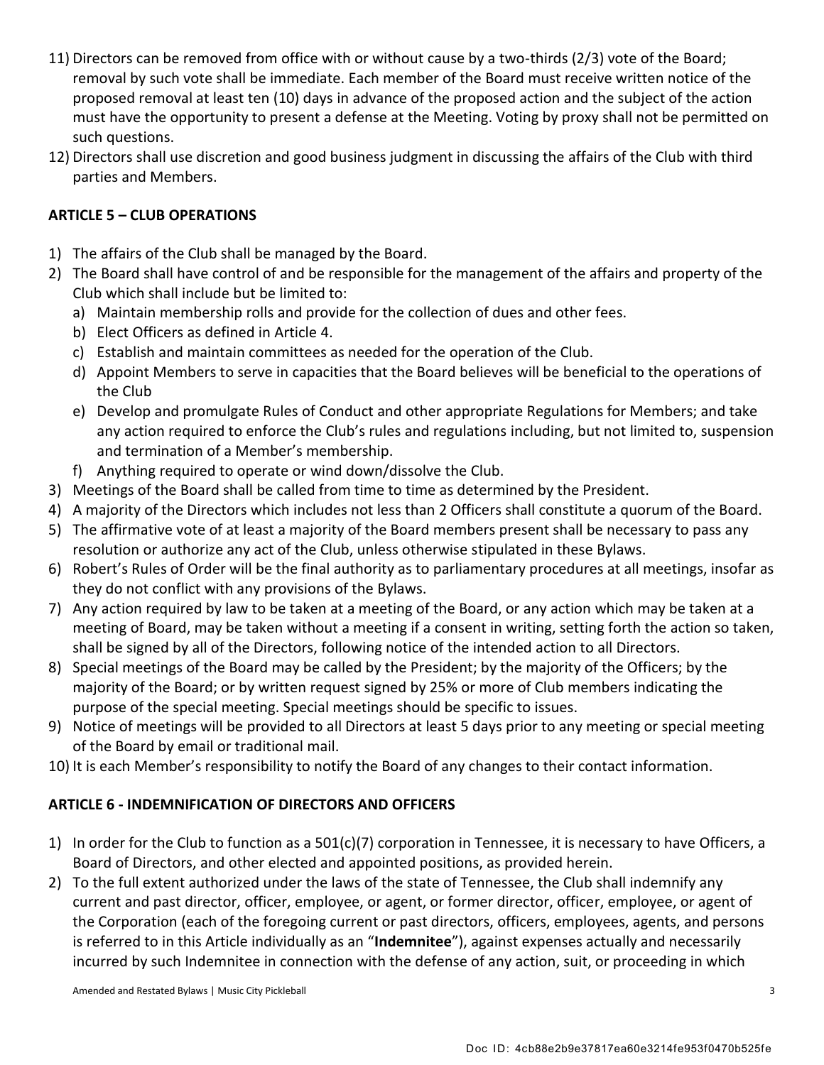11) Directors can be removed from office with or without cause by a two-thirds (2/3) vote of the Board; removal by such vote shall be immediate. Each member of the Board must receive written notice of the proposed removal at least ten (10) days in advance of the proposed action and the subject of the action must have the opportunity to present a defense at the Meeting. Voting by proxy shall not be permitted on such questions.
12) Directors shall use discretion and good business judgment in discussing the affairs of the Club with third parties and Members.

## ARTICLE 5 – CLUB OPERATIONS

1) The affairs of the Club shall be managed by the Board.
2) The Board shall have control of and be responsible for the management of the affairs and property of the Club which shall include but be limited to:
   a) Maintain membership rolls and provide for the collection of dues and other fees.
   b) Elect Officers as defined in Article 4.
   c) Establish and maintain committees as needed for the operation of the Club.
   d) Appoint Members to serve in capacities that the Board believes will be beneficial to the operations of the Club
   e) Develop and promulgate Rules of Conduct and other appropriate Regulations for Members; and take any action required to enforce the Club's rules and regulations including, but not limited to, suspension and termination of a Member's membership.
   f) Anything required to operate or wind down/dissolve the Club.
3) Meetings of the Board shall be called from time to time as determined by the President.
4) A majority of the Directors which includes not less than 2 Officers shall constitute a quorum of the Board.
5) The affirmative vote of at least a majority of the Board members present shall be necessary to pass any resolution or authorize any act of the Club, unless otherwise stipulated in these Bylaws.
6) Robert's Rules of Order will be the final authority as to parliamentary procedures at all meetings, insofar as they do not conflict with any provisions of the Bylaws.
7) Any action required by law to be taken at a meeting of the Board, or any action which may be taken at a meeting of Board, may be taken without a meeting if a consent in writing, setting forth the action so taken, shall be signed by all of the Directors, following notice of the intended action to all Directors.
8) Special meetings of the Board may be called by the President; by the majority of the Officers; by the majority of the Board; or by written request signed by 25% or more of Club members indicating the purpose of the special meeting. Special meetings should be specific to issues.
9) Notice of meetings will be provided to all Directors at least 5 days prior to any meeting or special meeting of the Board by email or traditional mail.
10) It is each Member's responsibility to notify the Board of any changes to their contact information.

## ARTICLE 6 - INDEMNIFICATION OF DIRECTORS AND OFFICERS

1) In order for the Club to function as a 501(c)(7) corporation in Tennessee, it is necessary to have Officers, a Board of Directors, and other elected and appointed positions, as provided herein.
2) To the full extent authorized under the laws of the state of Tennessee, the Club shall indemnify any current and past director, officer, employee, or agent, or former director, officer, employee, or agent of the Corporation (each of the foregoing current or past directors, officers, employees, agents, and persons is referred to in this Article individually as an "**Indemnitee**"), against expenses actually and necessarily incurred by such Indemnitee in connection with the defense of any action, suit, or proceeding in which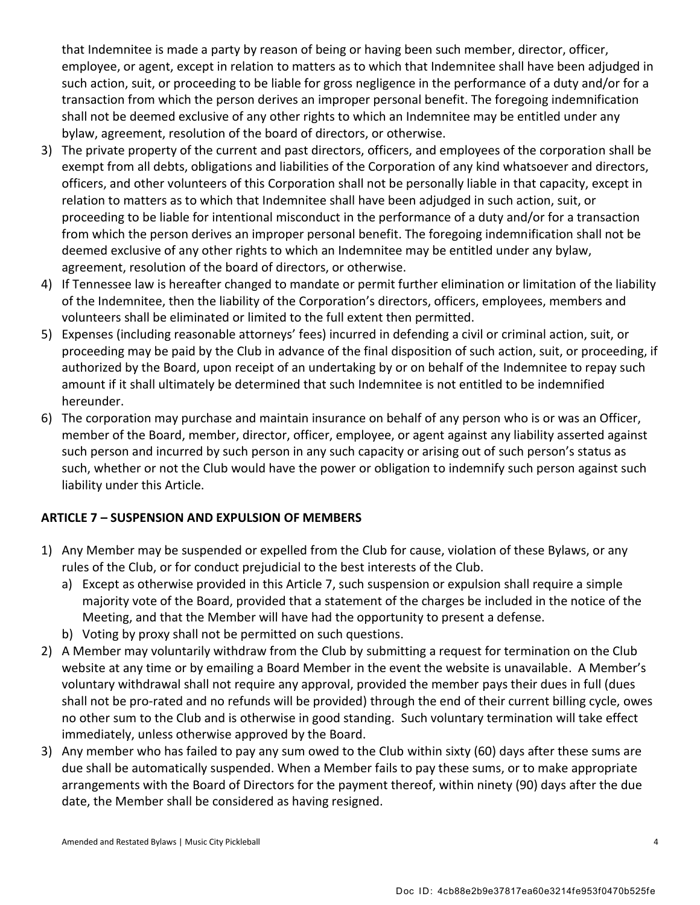that Indemnitee is made a party by reason of being or having been such member, director, officer, employee, or agent, except in relation to matters as to which that Indemnitee shall have been adjudged in such action, suit, or proceeding to be liable for gross negligence in the performance of a duty and/or for a transaction from which the person derives an improper personal benefit. The foregoing indemnification shall not be deemed exclusive of any other rights to which an Indemnitee may be entitled under any bylaw, agreement, resolution of the board of directors, or otherwise.

3) The private property of the current and past directors, officers, and employees of the corporation shall be exempt from all debts, obligations and liabilities of the Corporation of any kind whatsoever and directors, officers, and other volunteers of this Corporation shall not be personally liable in that capacity, except in relation to matters as to which that Indemnitee shall have been adjudged in such action, suit, or proceeding to be liable for intentional misconduct in the performance of a duty and/or for a transaction from which the person derives an improper personal benefit. The foregoing indemnification shall not be deemed exclusive of any other rights to which an Indemnitee may be entitled under any bylaw, agreement, resolution of the board of directors, or otherwise.
4) If Tennessee law is hereafter changed to mandate or permit further elimination or limitation of the liability of the Indemnitee, then the liability of the Corporation's directors, officers, employees, members and volunteers shall be eliminated or limited to the full extent then permitted.
5) Expenses (including reasonable attorneys' fees) incurred in defending a civil or criminal action, suit, or proceeding may be paid by the Club in advance of the final disposition of such action, suit, or proceeding, if authorized by the Board, upon receipt of an undertaking by or on behalf of the Indemnitee to repay such amount if it shall ultimately be determined that such Indemnitee is not entitled to be indemnified hereunder.
6) The corporation may purchase and maintain insurance on behalf of any person who is or was an Officer, member of the Board, member, director, officer, employee, or agent against any liability asserted against such person and incurred by such person in any such capacity or arising out of such person's status as such, whether or not the Club would have the power or obligation to indemnify such person against such liability under this Article.

## ARTICLE 7 – SUSPENSION AND EXPULSION OF MEMBERS

1) Any Member may be suspended or expelled from the Club for cause, violation of these Bylaws, or any rules of the Club, or for conduct prejudicial to the best interests of the Club.
   a) Except as otherwise provided in this Article 7, such suspension or expulsion shall require a simple majority vote of the Board, provided that a statement of the charges be included in the notice of the Meeting, and that the Member will have had the opportunity to present a defense.
   b) Voting by proxy shall not be permitted on such questions.
2) A Member may voluntarily withdraw from the Club by submitting a request for termination on the Club website at any time or by emailing a Board Member in the event the website is unavailable. A Member's voluntary withdrawal shall not require any approval, provided the member pays their dues in full (dues shall not be pro-rated and no refunds will be provided) through the end of their current billing cycle, owes no other sum to the Club and is otherwise in good standing. Such voluntary termination will take effect immediately, unless otherwise approved by the Board.
3) Any member who has failed to pay any sum owed to the Club within sixty (60) days after these sums are due shall be automatically suspended. When a Member fails to pay these sums, or to make appropriate arrangements with the Board of Directors for the payment thereof, within ninety (90) days after the due date, the Member shall be considered as having resigned.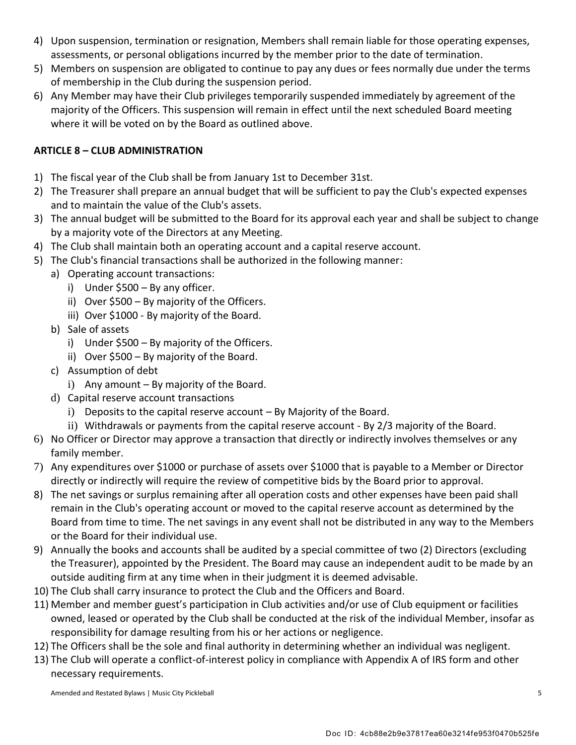4) Upon suspension, termination or resignation, Members shall remain liable for those operating expenses, assessments, or personal obligations incurred by the member prior to the date of termination.
5) Members on suspension are obligated to continue to pay any dues or fees normally due under the terms of membership in the Club during the suspension period.
6) Any Member may have their Club privileges temporarily suspended immediately by agreement of the majority of the Officers. This suspension will remain in effect until the next scheduled Board meeting where it will be voted on by the Board as outlined above.

**ARTICLE 8 – CLUB ADMINISTRATION**

1) The fiscal year of the Club shall be from January 1st to December 31st.
2) The Treasurer shall prepare an annual budget that will be sufficient to pay the Club's expected expenses and to maintain the value of the Club's assets.
3) The annual budget will be submitted to the Board for its approval each year and shall be subject to change by a majority vote of the Directors at any Meeting.
4) The Club shall maintain both an operating account and a capital reserve account.
5) The Club's financial transactions shall be authorized in the following manner:
   a) Operating account transactions:
      i) Under $500 – By any officer.
      ii) Over $500 – By majority of the Officers.
      iii) Over $1000 - By majority of the Board.
   b) Sale of assets
      i) Under $500 – By majority of the Officers.
      ii) Over $500 – By majority of the Board.
   c) Assumption of debt
      i) Any amount – By majority of the Board.
   d) Capital reserve account transactions
      i) Deposits to the capital reserve account – By Majority of the Board.
      ii) Withdrawals or payments from the capital reserve account - By 2/3 majority of the Board.
6) No Officer or Director may approve a transaction that directly or indirectly involves themselves or any family member.
7) Any expenditures over $1000 or purchase of assets over $1000 that is payable to a Member or Director directly or indirectly will require the review of competitive bids by the Board prior to approval.
8) The net savings or surplus remaining after all operation costs and other expenses have been paid shall remain in the Club's operating account or moved to the capital reserve account as determined by the Board from time to time. The net savings in any event shall not be distributed in any way to the Members or the Board for their individual use.
9) Annually the books and accounts shall be audited by a special committee of two (2) Directors (excluding the Treasurer), appointed by the President. The Board may cause an independent audit to be made by an outside auditing firm at any time when in their judgment it is deemed advisable.
10) The Club shall carry insurance to protect the Club and the Officers and Board.
11) Member and member guest's participation in Club activities and/or use of Club equipment or facilities owned, leased or operated by the Club shall be conducted at the risk of the individual Member, insofar as responsibility for damage resulting from his or her actions or negligence.
12) The Officers shall be the sole and final authority in determining whether an individual was negligent.
13) The Club will operate a conflict-of-interest policy in compliance with Appendix A of IRS form and other necessary requirements.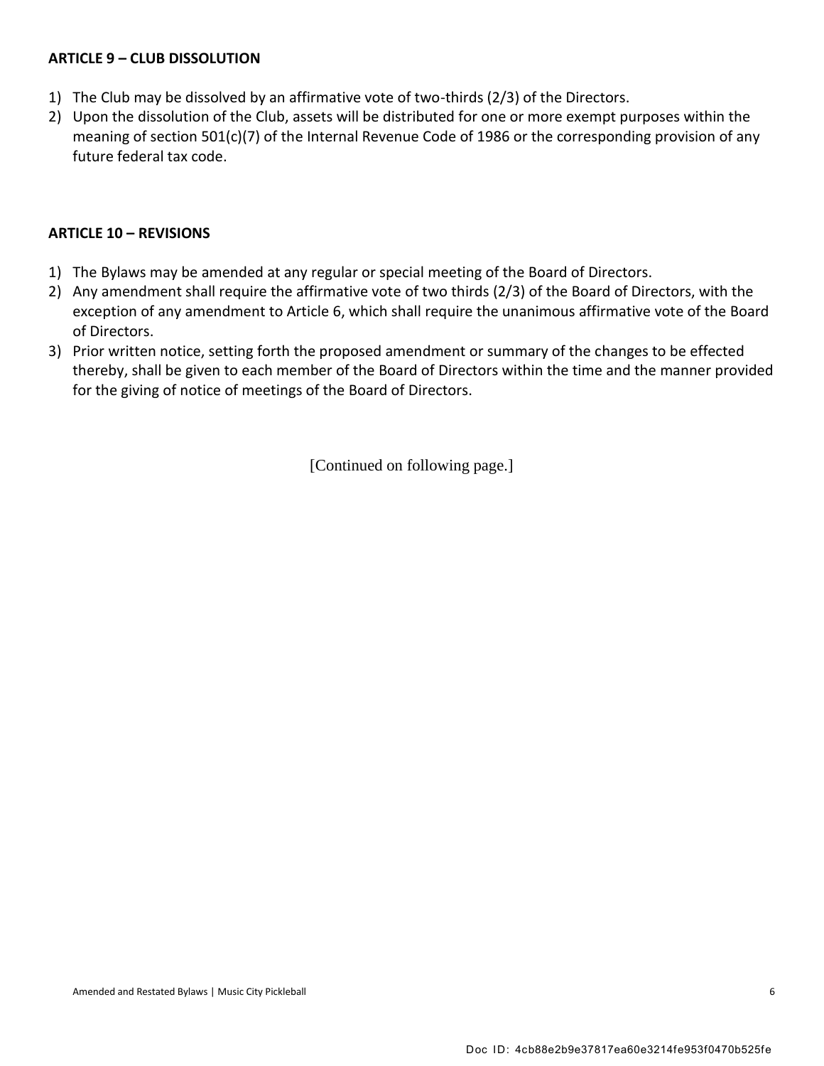**ARTICLE 9 – CLUB DISSOLUTION**

1) The Club may be dissolved by an affirmative vote of two-thirds (2/3) of the Directors.
2) Upon the dissolution of the Club, assets will be distributed for one or more exempt purposes within the meaning of section 501(c)(7) of the Internal Revenue Code of 1986 or the corresponding provision of any future federal tax code.

**ARTICLE 10 – REVISIONS**

1) The Bylaws may be amended at any regular or special meeting of the Board of Directors.
2) Any amendment shall require the affirmative vote of two thirds (2/3) of the Board of Directors, with the exception of any amendment to Article 6, which shall require the unanimous affirmative vote of the Board of Directors.
3) Prior written notice, setting forth the proposed amendment or summary of the changes to be effected thereby, shall be given to each member of the Board of Directors within the time and the manner provided for the giving of notice of meetings of the Board of Directors.

[Continued on following page.]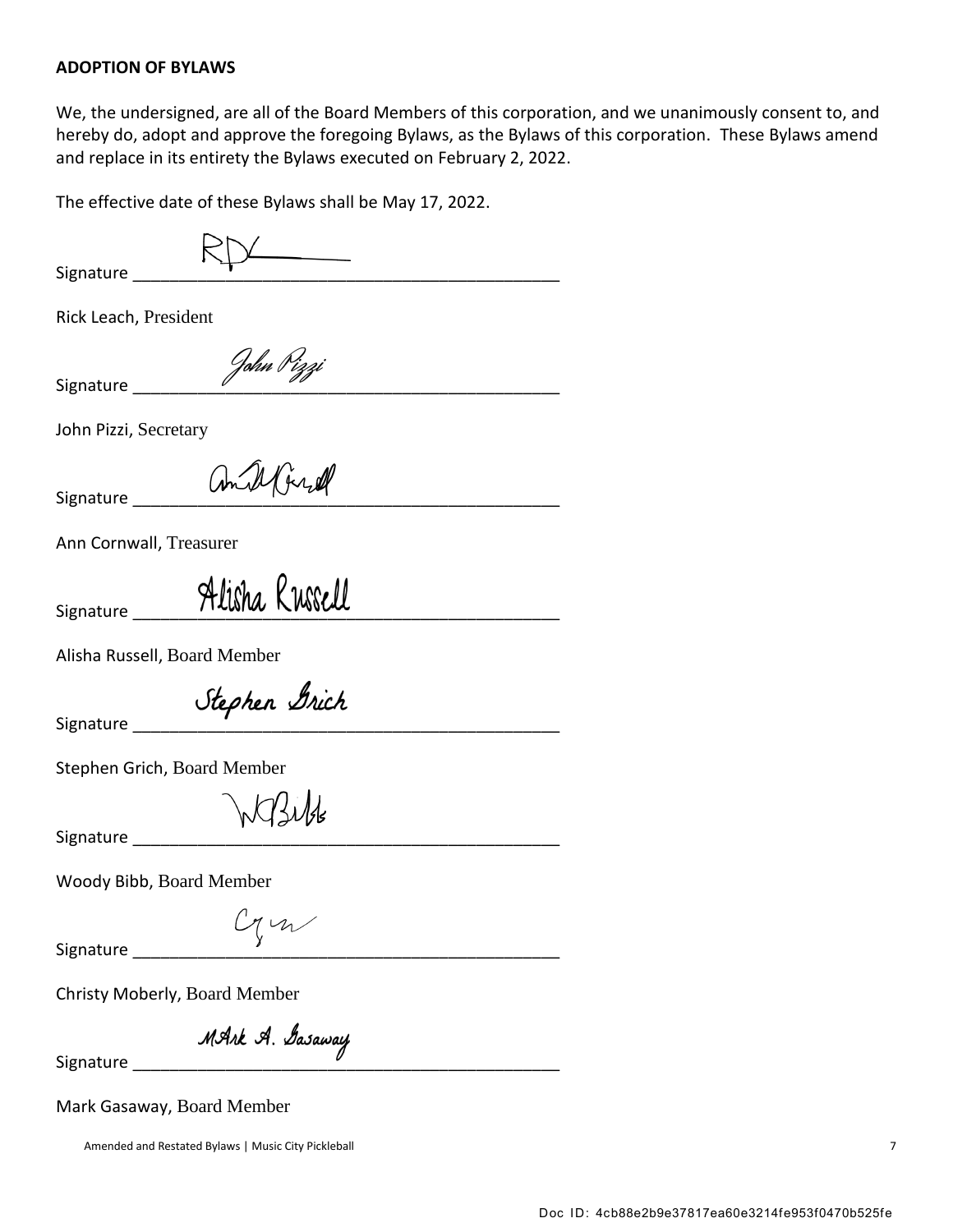**ADOPTION OF BYLAWS**

We, the undersigned, are all of the Board Members of this corporation, and we unanimously consent to, and hereby do, adopt and approve the foregoing Bylaws, as the Bylaws of this corporation. These Bylaws amend and replace in its entirety the Bylaws executed on February 2, 2022.

The effective date of these Bylaws shall be May 17, 2022.

Signature RDL______________________________________________

Rick Leach, President

Signature John Pizzi______________________________________________

John Pizzi, Secretary

Signature Ann Cornwall______________________________________________

Ann Cornwall, Treasurer

Signature Alisha Russell______________________________________________

Alisha Russell, Board Member

Signature Stephen Grich______________________________________________

Stephen Grich, Board Member

Signature WGBibb______________________________________________

Woody Bibb, Board Member

Signature CM______________________________________________

Christy Moberly, Board Member

Signature MArk A. Gasaway______________________________________________

Mark Gasaway, Board Member

Doc ID: 4cb88e2b9e37817ea60e3214fe953f0470b525fe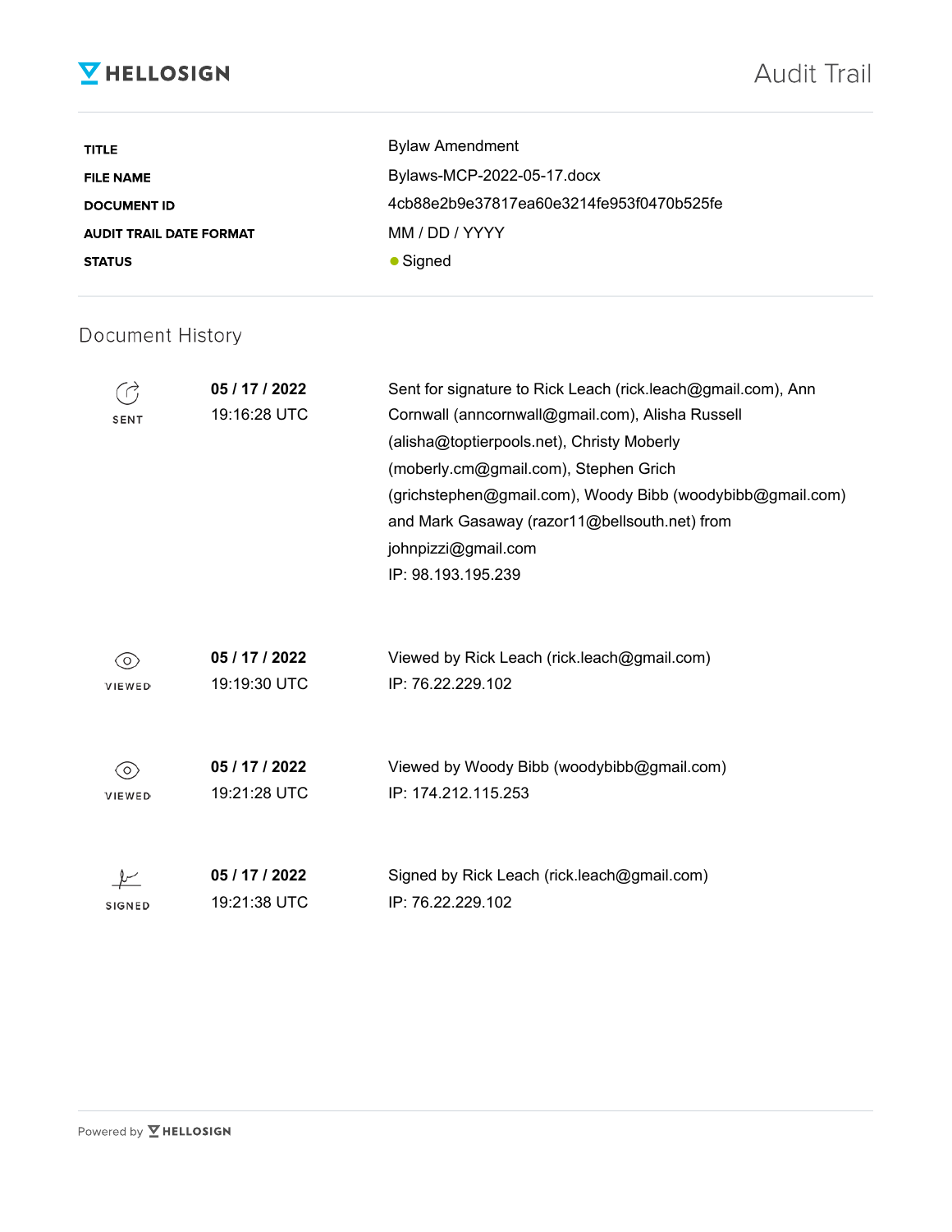**HELLOSIGN** — Audit Trail

| | |
|---|---|
| **TITLE** | Bylaw Amendment |
| **FILE NAME** | Bylaws-MCP-2022-05-17.docx |
| **DOCUMENT ID** | 4cb88e2b9e37817ea60e3214fe953f0470b525fe |
| **AUDIT TRAIL DATE FORMAT** | MM / DD / YYYY |
| **STATUS** | ● Signed |

## Document History

| | | |
|---|---|---|
| SENT | **05 / 17 / 2022** 19:16:28 UTC | Sent for signature to Rick Leach (rick.leach@gmail.com), Ann Cornwall (anncornwall@gmail.com), Alisha Russell (alisha@toptierpools.net), Christy Moberly (moberly.cm@gmail.com), Stephen Grich (grichstephen@gmail.com), Woody Bibb (woodybibb@gmail.com) and Mark Gasaway (razor11@bellsouth.net) from johnpizzi@gmail.com IP: 98.193.195.239 |
| VIEWED | **05 / 17 / 2022** 19:19:30 UTC | Viewed by Rick Leach (rick.leach@gmail.com) IP: 76.22.229.102 |
| VIEWED | **05 / 17 / 2022** 19:21:28 UTC | Viewed by Woody Bibb (woodybibb@gmail.com) IP: 174.212.115.253 |
| SIGNED | **05 / 17 / 2022** 19:21:38 UTC | Signed by Rick Leach (rick.leach@gmail.com) IP: 76.22.229.102 |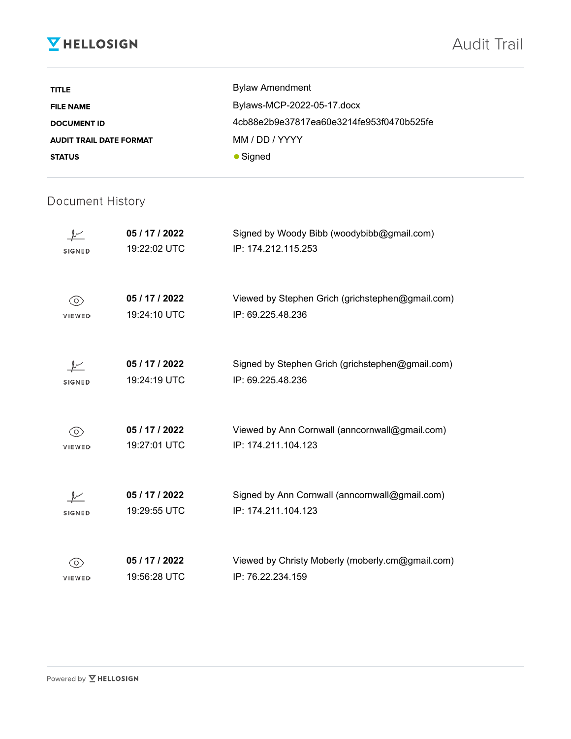# HELLOSIGN Audit Trail

| | |
|---|---|
| **TITLE** | Bylaw Amendment |
| **FILE NAME** | Bylaws-MCP-2022-05-17.docx |
| **DOCUMENT ID** | 4cb88e2b9e37817ea60e3214fe953f0470b525fe |
| **AUDIT TRAIL DATE FORMAT** | MM / DD / YYYY |
| **STATUS** | ● Signed |

## Document History

| | | |
|---|---|---|
| SIGNED | **05 / 17 / 2022** 19:22:02 UTC | Signed by Woody Bibb (woodybibb@gmail.com) IP: 174.212.115.253 |
| VIEWED | **05 / 17 / 2022** 19:24:10 UTC | Viewed by Stephen Grich (grichstephen@gmail.com) IP: 69.225.48.236 |
| SIGNED | **05 / 17 / 2022** 19:24:19 UTC | Signed by Stephen Grich (grichstephen@gmail.com) IP: 69.225.48.236 |
| VIEWED | **05 / 17 / 2022** 19:27:01 UTC | Viewed by Ann Cornwall (anncornwall@gmail.com) IP: 174.211.104.123 |
| SIGNED | **05 / 17 / 2022** 19:29:55 UTC | Signed by Ann Cornwall (anncornwall@gmail.com) IP: 174.211.104.123 |
| VIEWED | **05 / 17 / 2022** 19:56:28 UTC | Viewed by Christy Moberly (moberly.cm@gmail.com) IP: 76.22.234.159 |

Powered by HELLOSIGN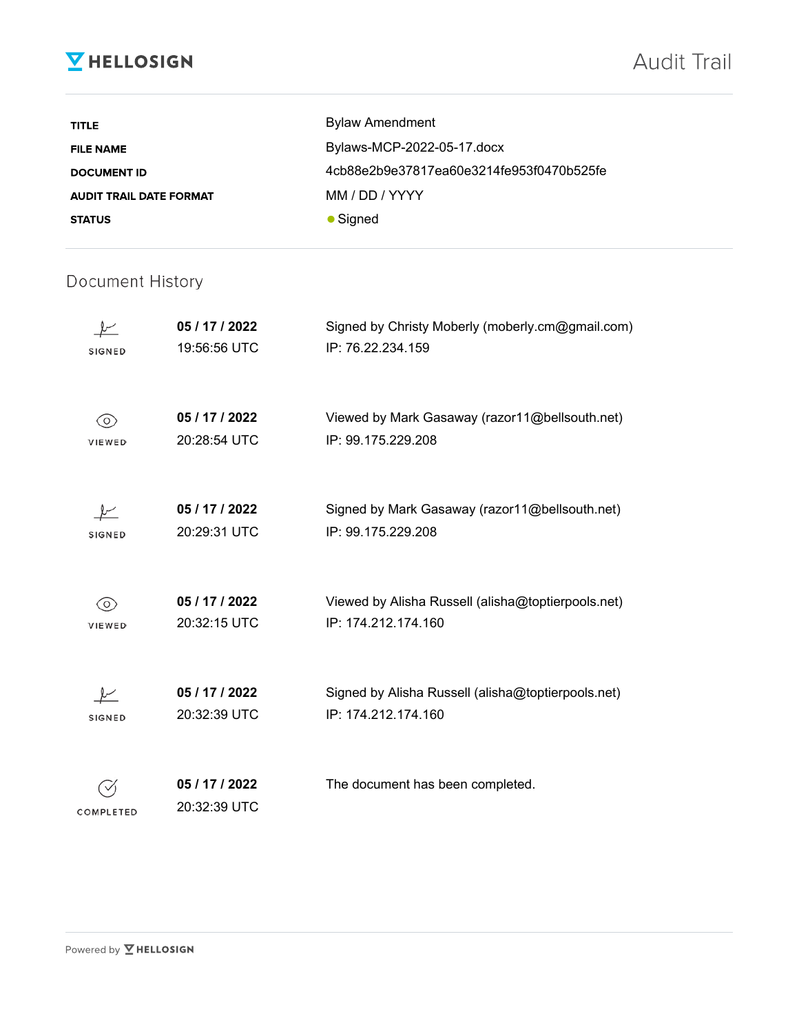# HELLOSIGN

## Audit Trail

| | |
|---|---|
| **TITLE** | Bylaw Amendment |
| **FILE NAME** | Bylaws-MCP-2022-05-17.docx |
| **DOCUMENT ID** | 4cb88e2b9e37817ea60e3214fe953f0470b525fe |
| **AUDIT TRAIL DATE FORMAT** | MM / DD / YYYY |
| **STATUS** | ● Signed |

## Document History

| | | |
|---|---|---|
| SIGNED | **05 / 17 / 2022** 19:56:56 UTC | Signed by Christy Moberly (moberly.cm@gmail.com) IP: 76.22.234.159 |
| VIEWED | **05 / 17 / 2022** 20:28:54 UTC | Viewed by Mark Gasaway (razor11@bellsouth.net) IP: 99.175.229.208 |
| SIGNED | **05 / 17 / 2022** 20:29:31 UTC | Signed by Mark Gasaway (razor11@bellsouth.net) IP: 99.175.229.208 |
| VIEWED | **05 / 17 / 2022** 20:32:15 UTC | Viewed by Alisha Russell (alisha@toptierpools.net) IP: 174.212.174.160 |
| SIGNED | **05 / 17 / 2022** 20:32:39 UTC | Signed by Alisha Russell (alisha@toptierpools.net) IP: 174.212.174.160 |
| COMPLETED | **05 / 17 / 2022** 20:32:39 UTC | The document has been completed. |

Powered by HELLOSIGN